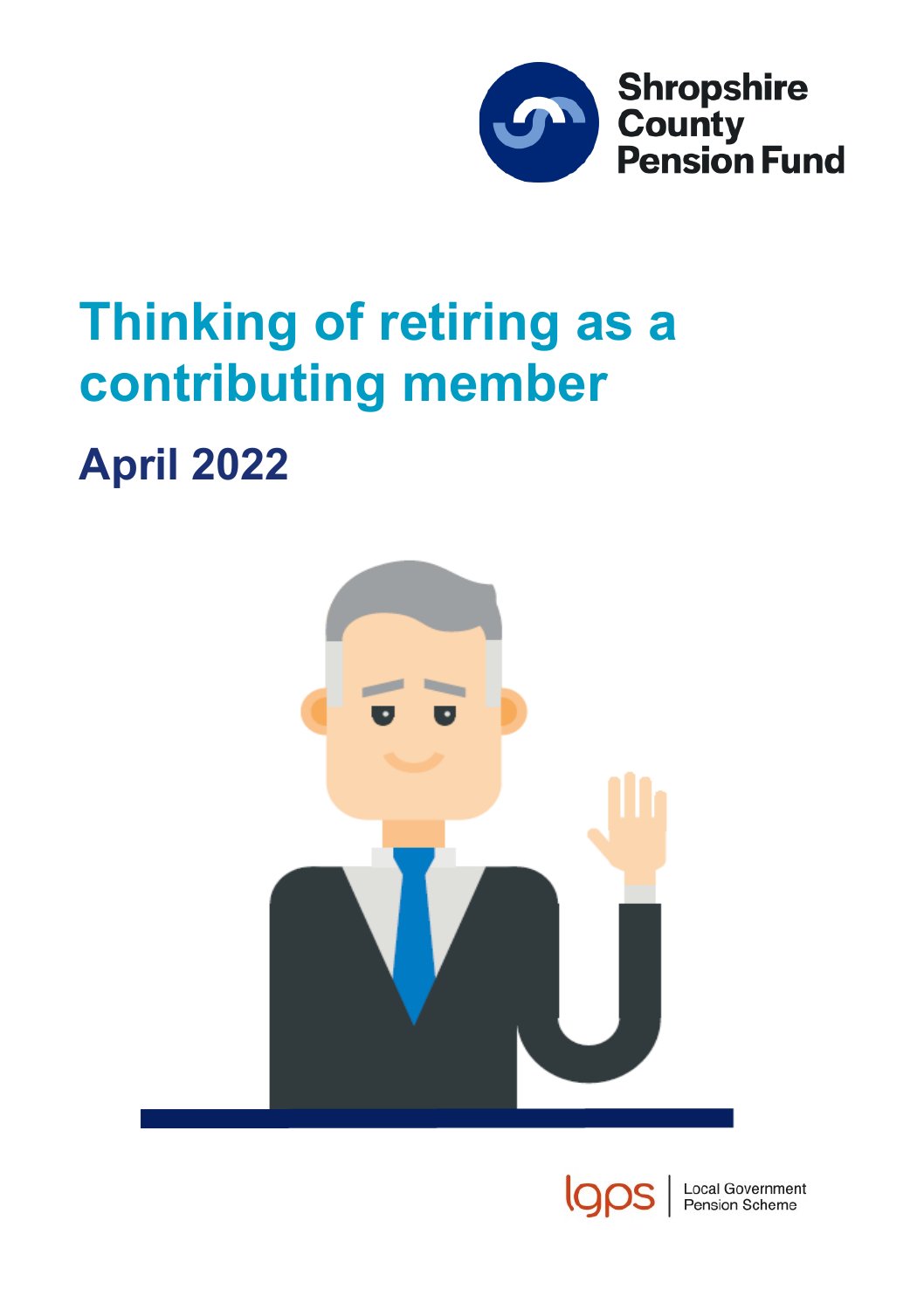Shropshire County Pension Fund

# Thinking of retiring as a contributing member

## April 2022

lgps | Local Government Pension Scheme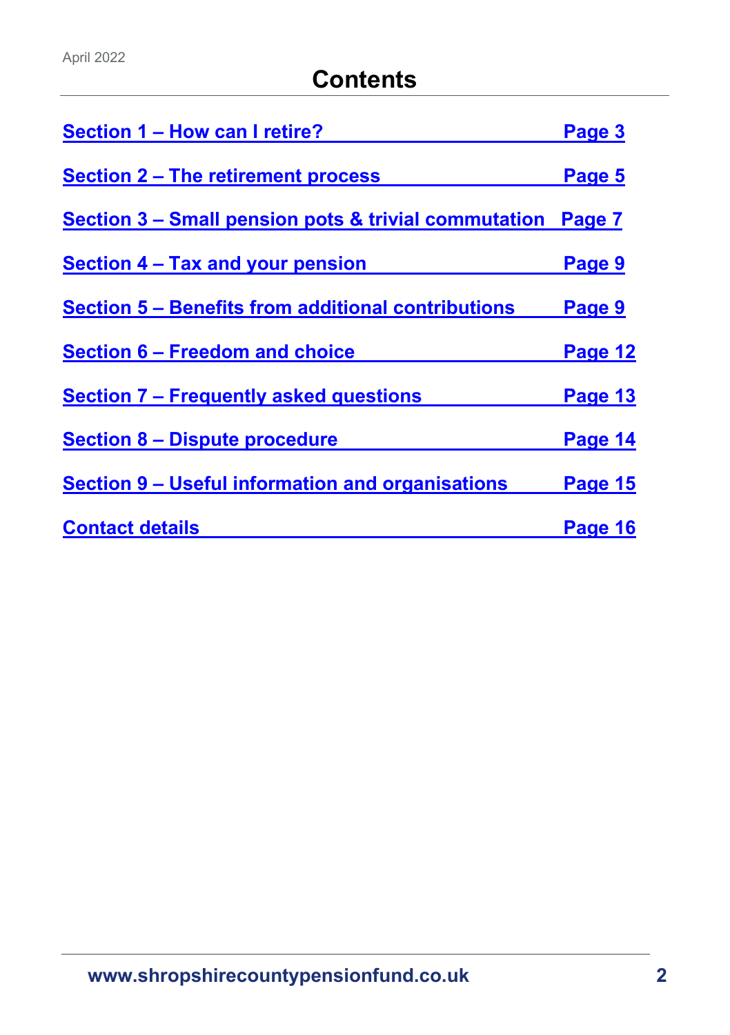April 2022

# Contents

| | |
|---|---|
| Section 1 – How can I retire? | Page 3 |
| Section 2 – The retirement process | Page 5 |
| Section 3 – Small pension pots & trivial commutation | Page 7 |
| Section 4 – Tax and your pension | Page 9 |
| Section 5 – Benefits from additional contributions | Page 9 |
| Section 6 – Freedom and choice | Page 12 |
| Section 7 – Frequently asked questions | Page 13 |
| Section 8 – Dispute procedure | Page 14 |
| Section 9 – Useful information and organisations | Page 15 |
| Contact details | Page 16 |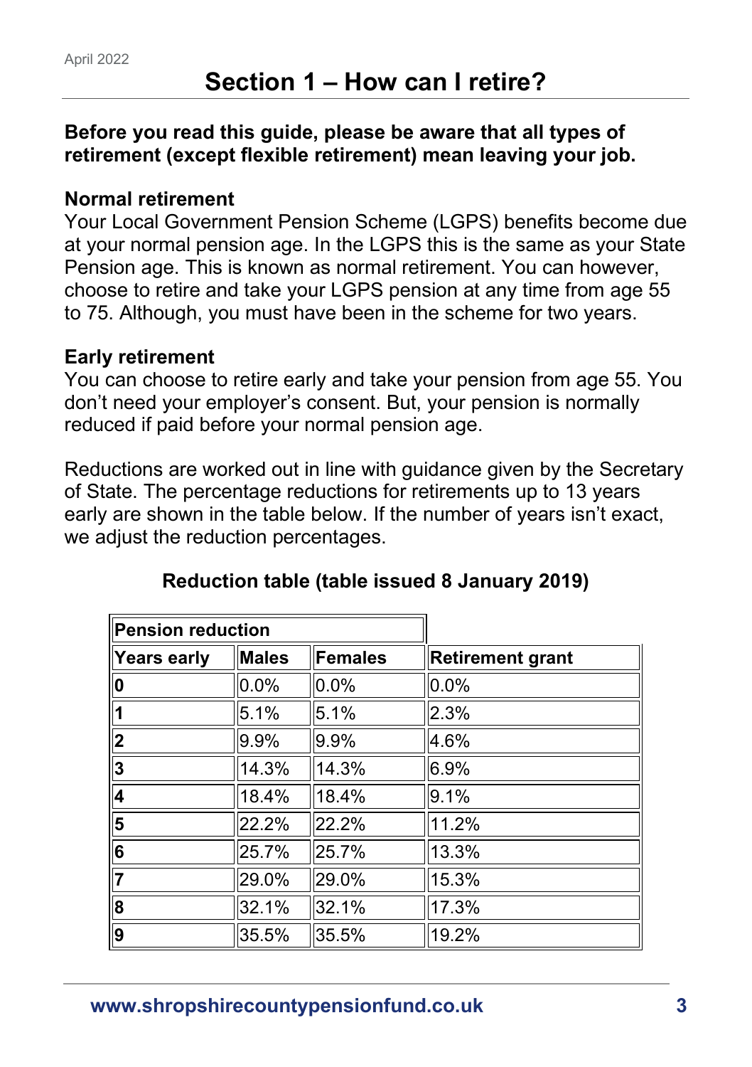# Section 1 – How can I retire?

**Before you read this guide, please be aware that all types of retirement (except flexible retirement) mean leaving your job.**

**Normal retirement**

Your Local Government Pension Scheme (LGPS) benefits become due at your normal pension age. In the LGPS this is the same as your State Pension age. This is known as normal retirement. You can however, choose to retire and take your LGPS pension at any time from age 55 to 75. Although, you must have been in the scheme for two years.

**Early retirement**

You can choose to retire early and take your pension from age 55. You don't need your employer's consent. But, your pension is normally reduced if paid before your normal pension age.

Reductions are worked out in line with guidance given by the Secretary of State. The percentage reductions for retirements up to 13 years early are shown in the table below. If the number of years isn't exact, we adjust the reduction percentages.

**Reduction table (table issued 8 January 2019)**

| Pension reduction | | | |
|---|---|---|---|
| **Years early** | **Males** | **Females** | **Retirement grant** |
| **0** | 0.0% | 0.0% | 0.0% |
| **1** | 5.1% | 5.1% | 2.3% |
| **2** | 9.9% | 9.9% | 4.6% |
| **3** | 14.3% | 14.3% | 6.9% |
| **4** | 18.4% | 18.4% | 9.1% |
| **5** | 22.2% | 22.2% | 11.2% |
| **6** | 25.7% | 25.7% | 13.3% |
| **7** | 29.0% | 29.0% | 15.3% |
| **8** | 32.1% | 32.1% | 17.3% |
| **9** | 35.5% | 35.5% | 19.2% |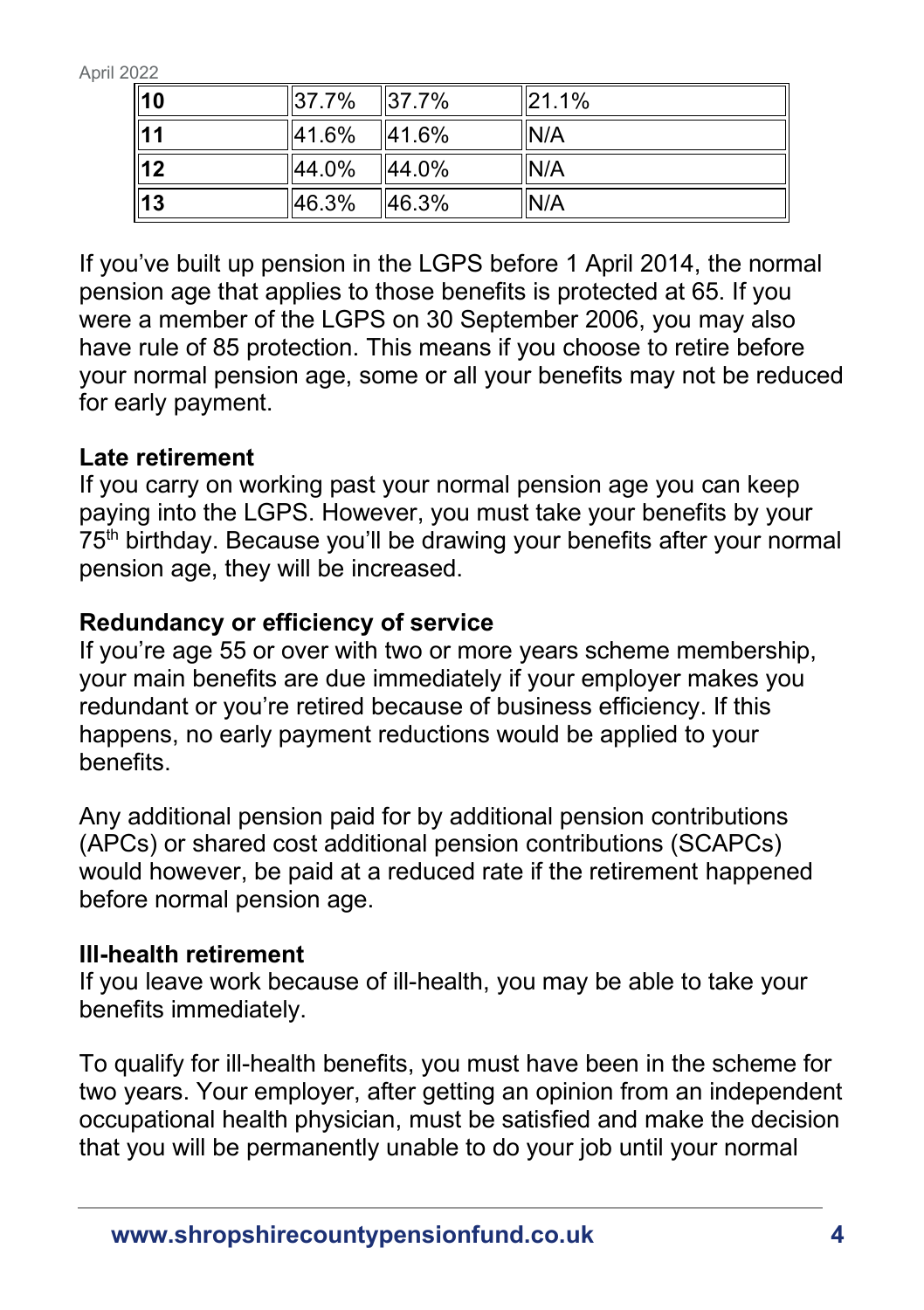| 10 | 37.7% | 37.7% | 21.1% |
|---|---|---|---|
| 11 | 41.6% | 41.6% | N/A |
| 12 | 44.0% | 44.0% | N/A |
| 13 | 46.3% | 46.3% | N/A |

If you've built up pension in the LGPS before 1 April 2014, the normal pension age that applies to those benefits is protected at 65. If you were a member of the LGPS on 30 September 2006, you may also have rule of 85 protection. This means if you choose to retire before your normal pension age, some or all your benefits may not be reduced for early payment.

**Late retirement**
If you carry on working past your normal pension age you can keep paying into the LGPS. However, you must take your benefits by your 75th birthday. Because you'll be drawing your benefits after your normal pension age, they will be increased.

**Redundancy or efficiency of service**
If you're age 55 or over with two or more years scheme membership, your main benefits are due immediately if your employer makes you redundant or you're retired because of business efficiency. If this happens, no early payment reductions would be applied to your benefits.

Any additional pension paid for by additional pension contributions (APCs) or shared cost additional pension contributions (SCAPCs) would however, be paid at a reduced rate if the retirement happened before normal pension age.

**Ill-health retirement**
If you leave work because of ill-health, you may be able to take your benefits immediately.

To qualify for ill-health benefits, you must have been in the scheme for two years. Your employer, after getting an opinion from an independent occupational health physician, must be satisfied and make the decision that you will be permanently unable to do your job until your normal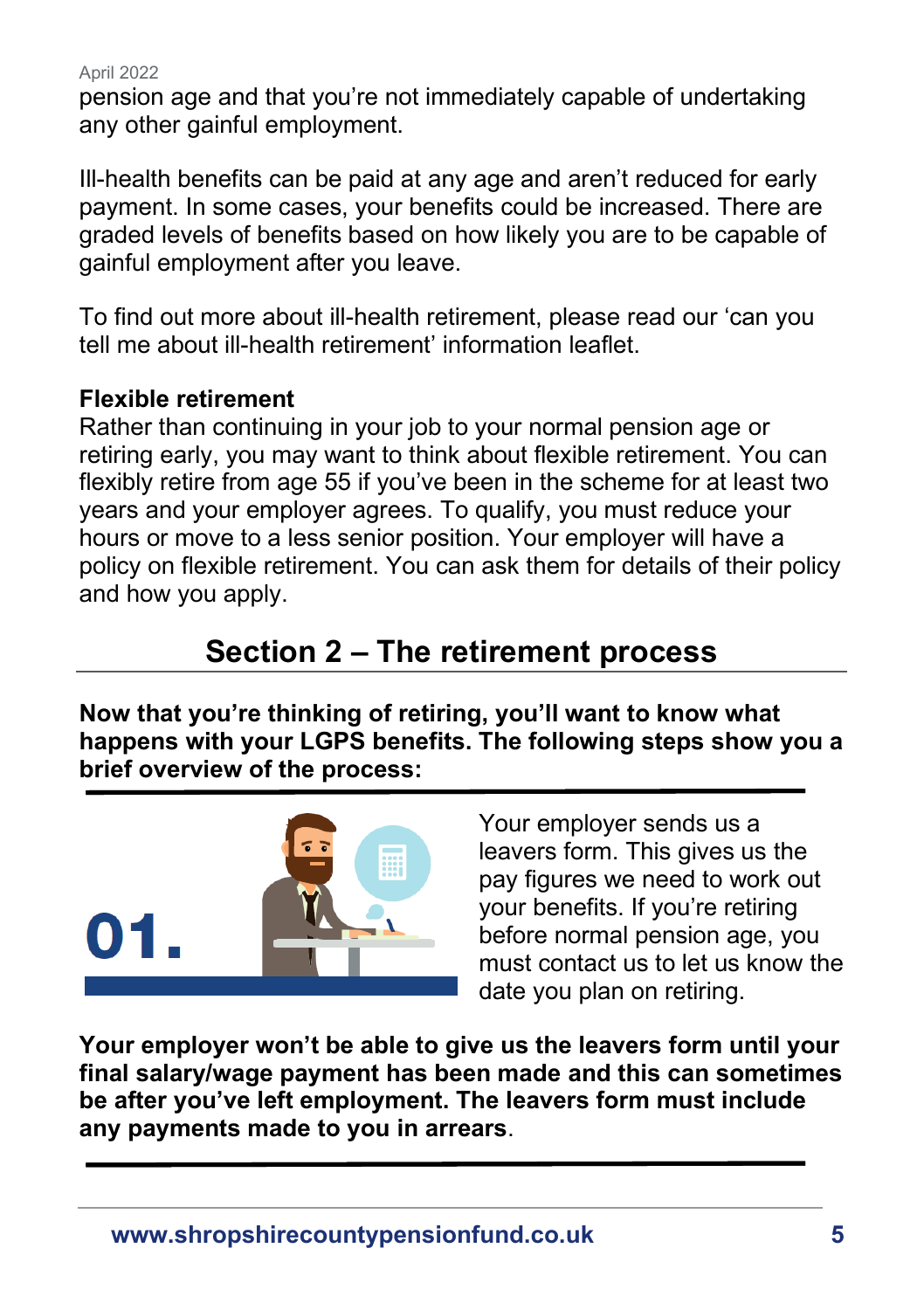pension age and that you're not immediately capable of undertaking any other gainful employment.

Ill-health benefits can be paid at any age and aren't reduced for early payment. In some cases, your benefits could be increased. There are graded levels of benefits based on how likely you are to be capable of gainful employment after you leave.

To find out more about ill-health retirement, please read our 'can you tell me about ill-health retirement' information leaflet.

**Flexible retirement**

Rather than continuing in your job to your normal pension age or retiring early, you may want to think about flexible retirement. You can flexibly retire from age 55 if you've been in the scheme for at least two years and your employer agrees. To qualify, you must reduce your hours or move to a less senior position. Your employer will have a policy on flexible retirement. You can ask them for details of their policy and how you apply.

## Section 2 – The retirement process

**Now that you're thinking of retiring, you'll want to know what happens with your LGPS benefits. The following steps show you a brief overview of the process:**

**01.**

Your employer sends us a leavers form. This gives us the pay figures we need to work out your benefits. If you're retiring before normal pension age, you must contact us to let us know the date you plan on retiring.

**Your employer won't be able to give us the leavers form until your final salary/wage payment has been made and this can sometimes be after you've left employment. The leavers form must include any payments made to you in arrears**.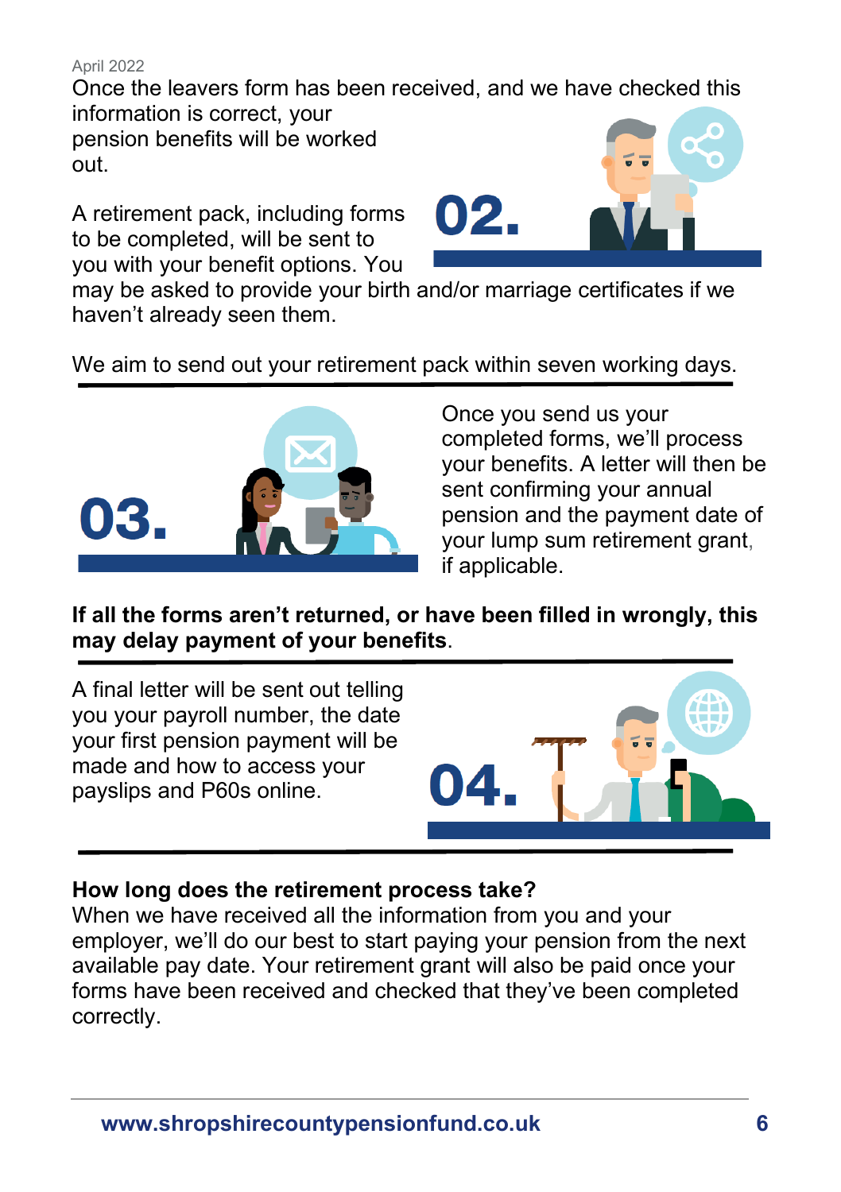April 2022

Once the leavers form has been received, and we have checked this information is correct, your pension benefits will be worked out.

02.

A retirement pack, including forms to be completed, will be sent to you with your benefit options. You may be asked to provide your birth and/or marriage certificates if we haven't already seen them.

We aim to send out your retirement pack within seven working days.

---

03.

Once you send us your completed forms, we'll process your benefits. A letter will then be sent confirming your annual pension and the payment date of your lump sum retirement grant, if applicable.

**If all the forms aren't returned, or have been filled in wrongly, this may delay payment of your benefits**.

---

04.

A final letter will be sent out telling you your payroll number, the date your first pension payment will be made and how to access your payslips and P60s online.

---

**How long does the retirement process take?**

When we have received all the information from you and your employer, we'll do our best to start paying your pension from the next available pay date. Your retirement grant will also be paid once your forms have been received and checked that they've been completed correctly.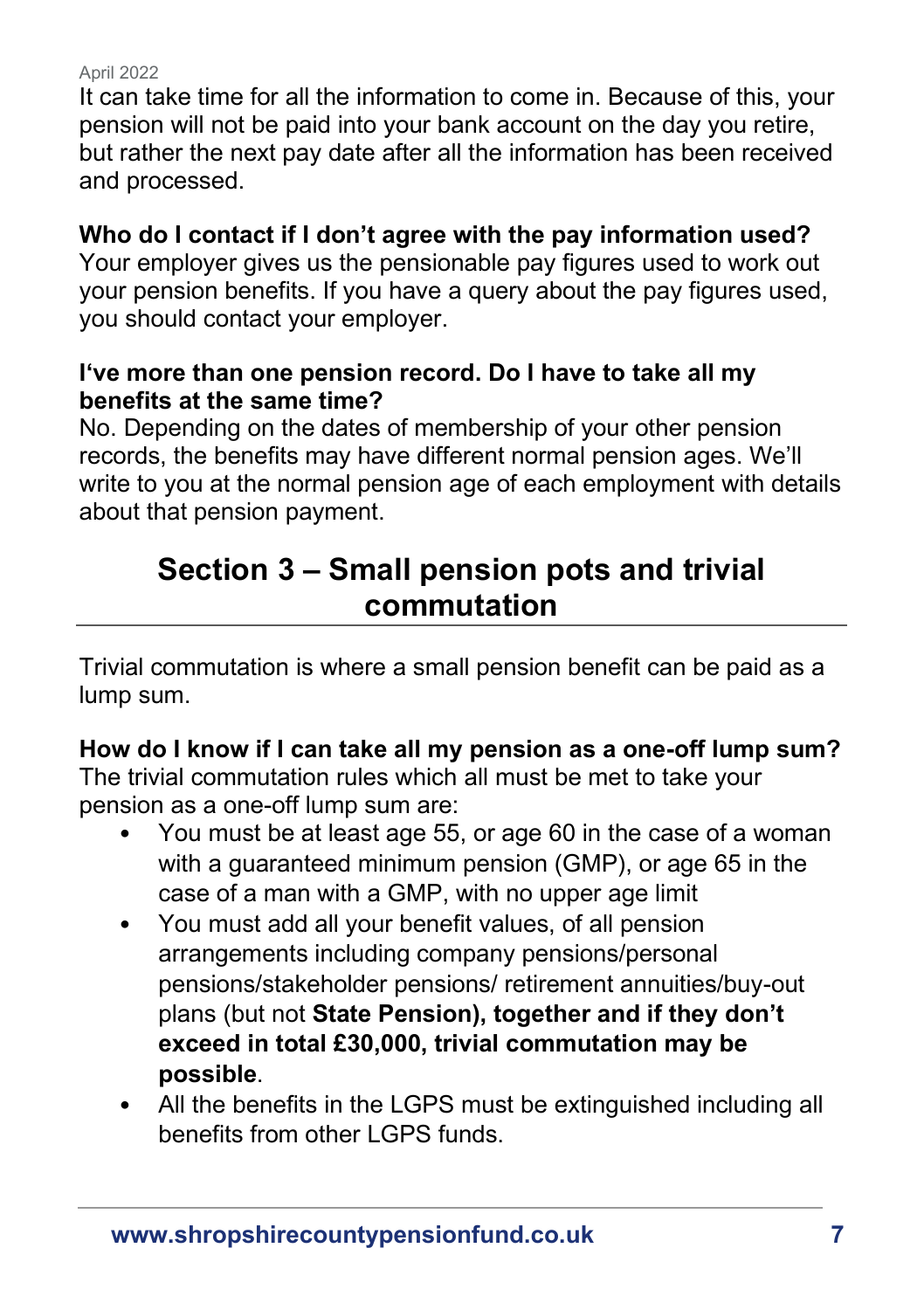It can take time for all the information to come in. Because of this, your pension will not be paid into your bank account on the day you retire, but rather the next pay date after all the information has been received and processed.

**Who do I contact if I don't agree with the pay information used?**

Your employer gives us the pensionable pay figures used to work out your pension benefits. If you have a query about the pay figures used, you should contact your employer.

**I've more than one pension record. Do I have to take all my benefits at the same time?**

No. Depending on the dates of membership of your other pension records, the benefits may have different normal pension ages. We'll write to you at the normal pension age of each employment with details about that pension payment.

## Section 3 – Small pension pots and trivial commutation

Trivial commutation is where a small pension benefit can be paid as a lump sum.

**How do I know if I can take all my pension as a one-off lump sum?**

The trivial commutation rules which all must be met to take your pension as a one-off lump sum are:

- You must be at least age 55, or age 60 in the case of a woman with a guaranteed minimum pension (GMP), or age 65 in the case of a man with a GMP, with no upper age limit
- You must add all your benefit values, of all pension arrangements including company pensions/personal pensions/stakeholder pensions/ retirement annuities/buy-out plans (but not **State Pension), together and if they don't exceed in total £30,000, trivial commutation may be possible**.
- All the benefits in the LGPS must be extinguished including all benefits from other LGPS funds.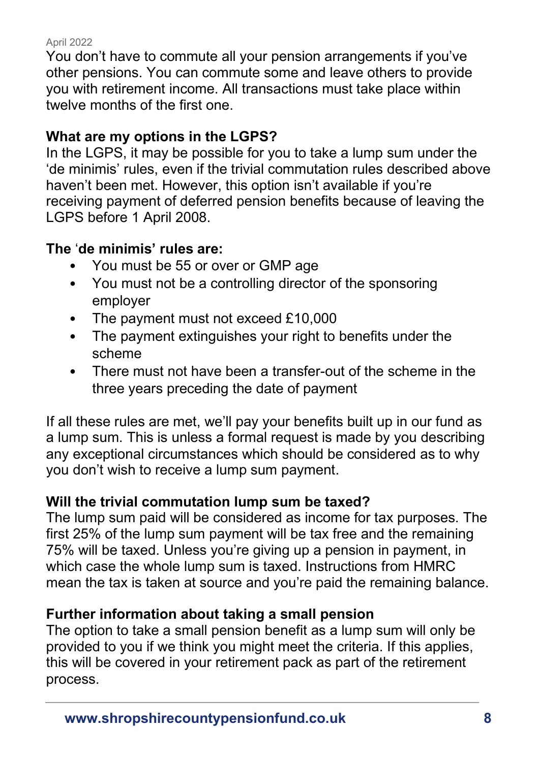You don't have to commute all your pension arrangements if you've other pensions. You can commute some and leave others to provide you with retirement income. All transactions must take place within twelve months of the first one.

**What are my options in the LGPS?**

In the LGPS, it may be possible for you to take a lump sum under the 'de minimis' rules, even if the trivial commutation rules described above haven't been met. However, this option isn't available if you're receiving payment of deferred pension benefits because of leaving the LGPS before 1 April 2008.

**The 'de minimis' rules are:**

- You must be 55 or over or GMP age
- You must not be a controlling director of the sponsoring employer
- The payment must not exceed £10,000
- The payment extinguishes your right to benefits under the scheme
- There must not have been a transfer-out of the scheme in the three years preceding the date of payment

If all these rules are met, we'll pay your benefits built up in our fund as a lump sum. This is unless a formal request is made by you describing any exceptional circumstances which should be considered as to why you don't wish to receive a lump sum payment.

**Will the trivial commutation lump sum be taxed?**

The lump sum paid will be considered as income for tax purposes. The first 25% of the lump sum payment will be tax free and the remaining 75% will be taxed. Unless you're giving up a pension in payment, in which case the whole lump sum is taxed. Instructions from HMRC mean the tax is taken at source and you're paid the remaining balance.

**Further information about taking a small pension**

The option to take a small pension benefit as a lump sum will only be provided to you if we think you might meet the criteria. If this applies, this will be covered in your retirement pack as part of the retirement process.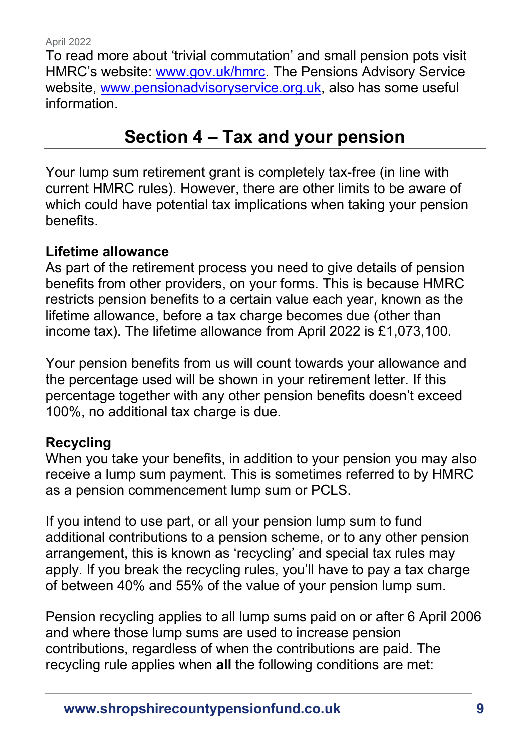To read more about ‘trivial commutation’ and small pension pots visit HMRC’s website: [www.gov.uk/hmrc](http://www.gov.uk/hmrc). The Pensions Advisory Service website, [www.pensionadvisoryservice.org.uk](http://www.pensionadvisoryservice.org.uk), also has some useful information.

## Section 4 – Tax and your pension

Your lump sum retirement grant is completely tax-free (in line with current HMRC rules). However, there are other limits to be aware of which could have potential tax implications when taking your pension benefits.

### Lifetime allowance

As part of the retirement process you need to give details of pension benefits from other providers, on your forms. This is because HMRC restricts pension benefits to a certain value each year, known as the lifetime allowance, before a tax charge becomes due (other than income tax). The lifetime allowance from April 2022 is £1,073,100.

Your pension benefits from us will count towards your allowance and the percentage used will be shown in your retirement letter. If this percentage together with any other pension benefits doesn’t exceed 100%, no additional tax charge is due.

### Recycling

When you take your benefits, in addition to your pension you may also receive a lump sum payment. This is sometimes referred to by HMRC as a pension commencement lump sum or PCLS.

If you intend to use part, or all your pension lump sum to fund additional contributions to a pension scheme, or to any other pension arrangement, this is known as ‘recycling’ and special tax rules may apply. If you break the recycling rules, you’ll have to pay a tax charge of between 40% and 55% of the value of your pension lump sum.

Pension recycling applies to all lump sums paid on or after 6 April 2006 and where those lump sums are used to increase pension contributions, regardless of when the contributions are paid. The recycling rule applies when **all** the following conditions are met: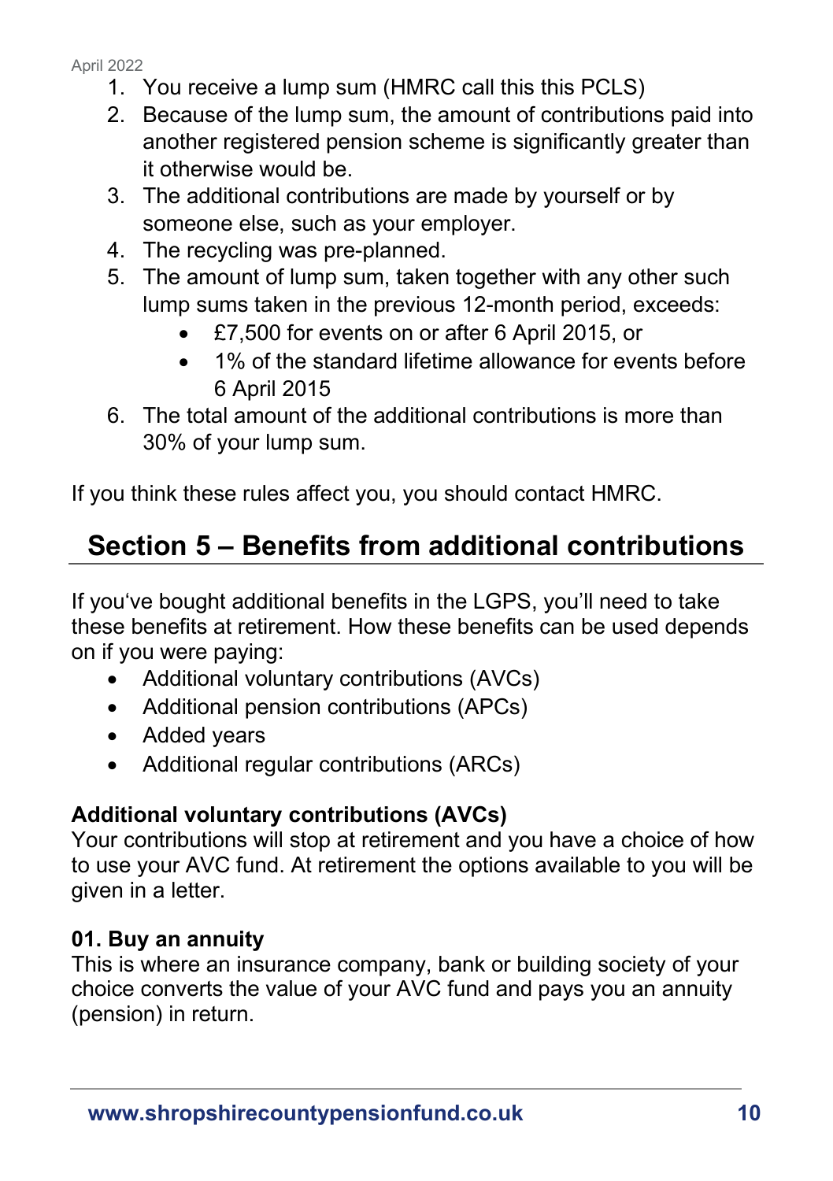1. You receive a lump sum (HMRC call this this PCLS)
2. Because of the lump sum, the amount of contributions paid into another registered pension scheme is significantly greater than it otherwise would be.
3. The additional contributions are made by yourself or by someone else, such as your employer.
4. The recycling was pre-planned.
5. The amount of lump sum, taken together with any other such lump sums taken in the previous 12-month period, exceeds:
   - £7,500 for events on or after 6 April 2015, or
   - 1% of the standard lifetime allowance for events before 6 April 2015
6. The total amount of the additional contributions is more than 30% of your lump sum.

If you think these rules affect you, you should contact HMRC.

## Section 5 – Benefits from additional contributions

If you‘ve bought additional benefits in the LGPS, you’ll need to take these benefits at retirement. How these benefits can be used depends on if you were paying:

- Additional voluntary contributions (AVCs)
- Additional pension contributions (APCs)
- Added years
- Additional regular contributions (ARCs)

### Additional voluntary contributions (AVCs)

Your contributions will stop at retirement and you have a choice of how to use your AVC fund. At retirement the options available to you will be given in a letter.

#### 01. Buy an annuity

This is where an insurance company, bank or building society of your choice converts the value of your AVC fund and pays you an annuity (pension) in return.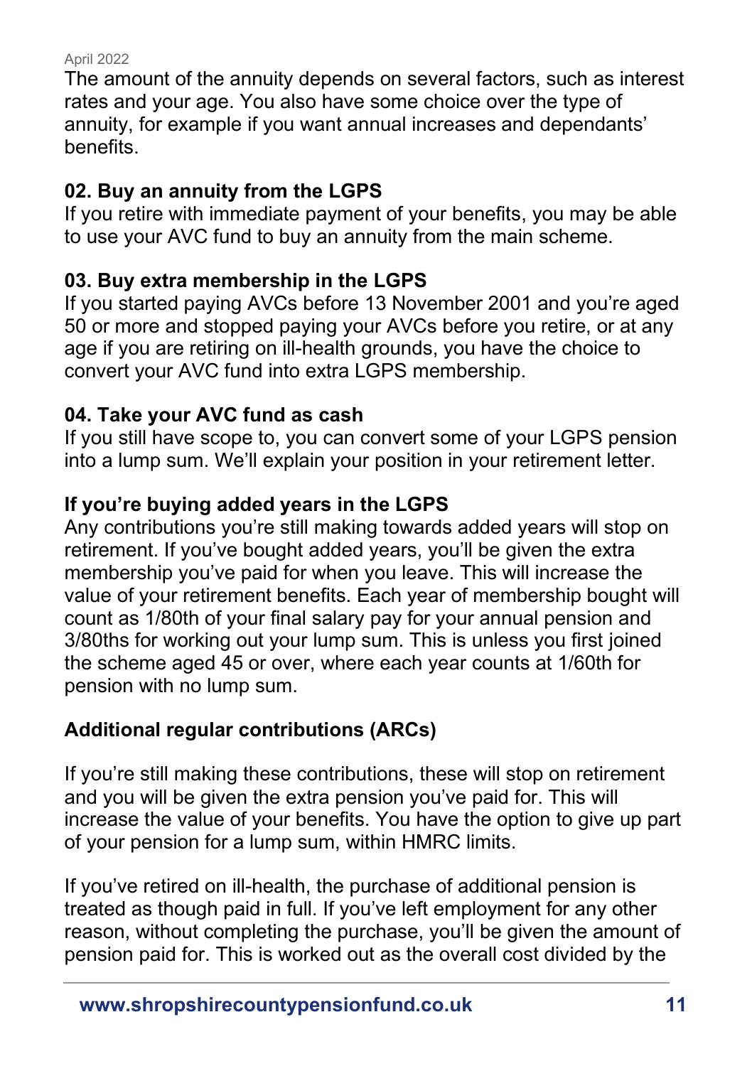The amount of the annuity depends on several factors, such as interest rates and your age. You also have some choice over the type of annuity, for example if you want annual increases and dependants' benefits.

### 02. Buy an annuity from the LGPS

If you retire with immediate payment of your benefits, you may be able to use your AVC fund to buy an annuity from the main scheme.

### 03. Buy extra membership in the LGPS

If you started paying AVCs before 13 November 2001 and you're aged 50 or more and stopped paying your AVCs before you retire, or at any age if you are retiring on ill-health grounds, you have the choice to convert your AVC fund into extra LGPS membership.

### 04. Take your AVC fund as cash

If you still have scope to, you can convert some of your LGPS pension into a lump sum. We'll explain your position in your retirement letter.

### If you're buying added years in the LGPS

Any contributions you're still making towards added years will stop on retirement. If you've bought added years, you'll be given the extra membership you've paid for when you leave. This will increase the value of your retirement benefits. Each year of membership bought will count as 1/80th of your final salary pay for your annual pension and 3/80ths for working out your lump sum. This is unless you first joined the scheme aged 45 or over, where each year counts at 1/60th for pension with no lump sum.

### Additional regular contributions (ARCs)

If you're still making these contributions, these will stop on retirement and you will be given the extra pension you've paid for. This will increase the value of your benefits. You have the option to give up part of your pension for a lump sum, within HMRC limits.

If you've retired on ill-health, the purchase of additional pension is treated as though paid in full. If you've left employment for any other reason, without completing the purchase, you'll be given the amount of pension paid for. This is worked out as the overall cost divided by the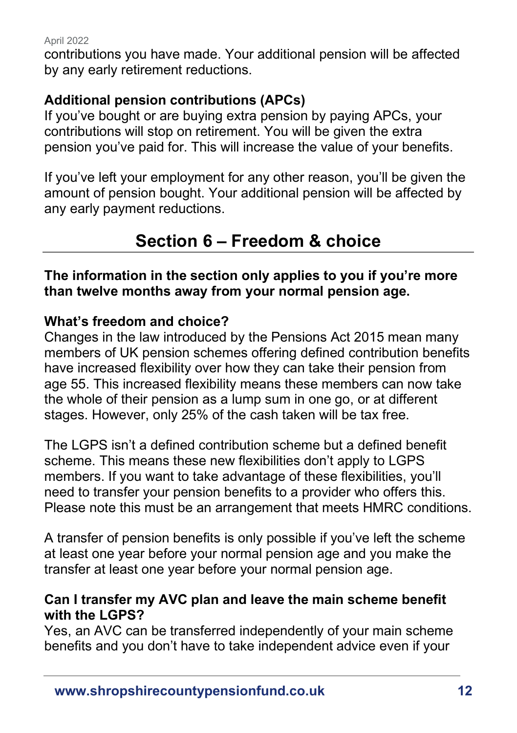contributions you have made. Your additional pension will be affected by any early retirement reductions.

### Additional pension contributions (APCs)

If you've bought or are buying extra pension by paying APCs, your contributions will stop on retirement. You will be given the extra pension you've paid for. This will increase the value of your benefits.

If you've left your employment for any other reason, you'll be given the amount of pension bought. Your additional pension will be affected by any early payment reductions.

## Section 6 – Freedom & choice

**The information in the section only applies to you if you're more than twelve months away from your normal pension age.**

### What's freedom and choice?

Changes in the law introduced by the Pensions Act 2015 mean many members of UK pension schemes offering defined contribution benefits have increased flexibility over how they can take their pension from age 55. This increased flexibility means these members can now take the whole of their pension as a lump sum in one go, or at different stages. However, only 25% of the cash taken will be tax free.

The LGPS isn't a defined contribution scheme but a defined benefit scheme. This means these new flexibilities don't apply to LGPS members. If you want to take advantage of these flexibilities, you'll need to transfer your pension benefits to a provider who offers this. Please note this must be an arrangement that meets HMRC conditions.

A transfer of pension benefits is only possible if you've left the scheme at least one year before your normal pension age and you make the transfer at least one year before your normal pension age.

### Can I transfer my AVC plan and leave the main scheme benefit with the LGPS?

Yes, an AVC can be transferred independently of your main scheme benefits and you don't have to take independent advice even if your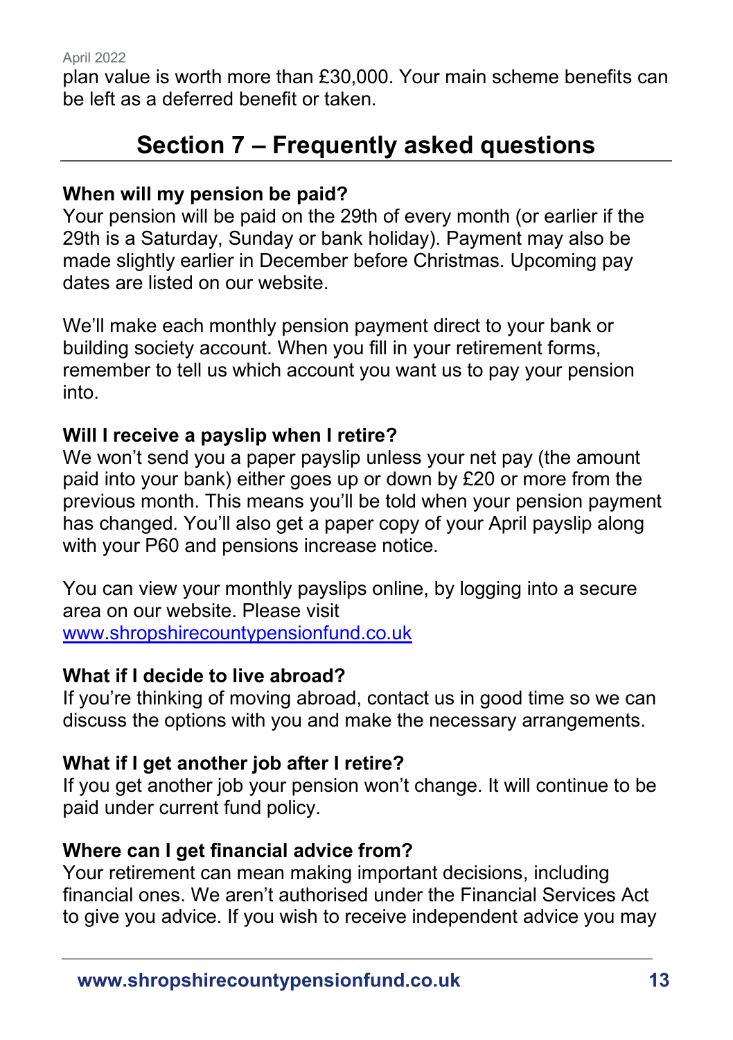plan value is worth more than £30,000. Your main scheme benefits can be left as a deferred benefit or taken.

## Section 7 – Frequently asked questions

**When will my pension be paid?**
Your pension will be paid on the 29th of every month (or earlier if the 29th is a Saturday, Sunday or bank holiday). Payment may also be made slightly earlier in December before Christmas. Upcoming pay dates are listed on our website.

We'll make each monthly pension payment direct to your bank or building society account. When you fill in your retirement forms, remember to tell us which account you want us to pay your pension into.

**Will I receive a payslip when I retire?**
We won't send you a paper payslip unless your net pay (the amount paid into your bank) either goes up or down by £20 or more from the previous month. This means you'll be told when your pension payment has changed. You'll also get a paper copy of your April payslip along with your P60 and pensions increase notice.

You can view your monthly payslips online, by logging into a secure area on our website. Please visit [www.shropshirecountypensionfund.co.uk](http://www.shropshirecountypensionfund.co.uk)

**What if I decide to live abroad?**
If you're thinking of moving abroad, contact us in good time so we can discuss the options with you and make the necessary arrangements.

**What if I get another job after I retire?**
If you get another job your pension won't change. It will continue to be paid under current fund policy.

**Where can I get financial advice from?**
Your retirement can mean making important decisions, including financial ones. We aren't authorised under the Financial Services Act to give you advice. If you wish to receive independent advice you may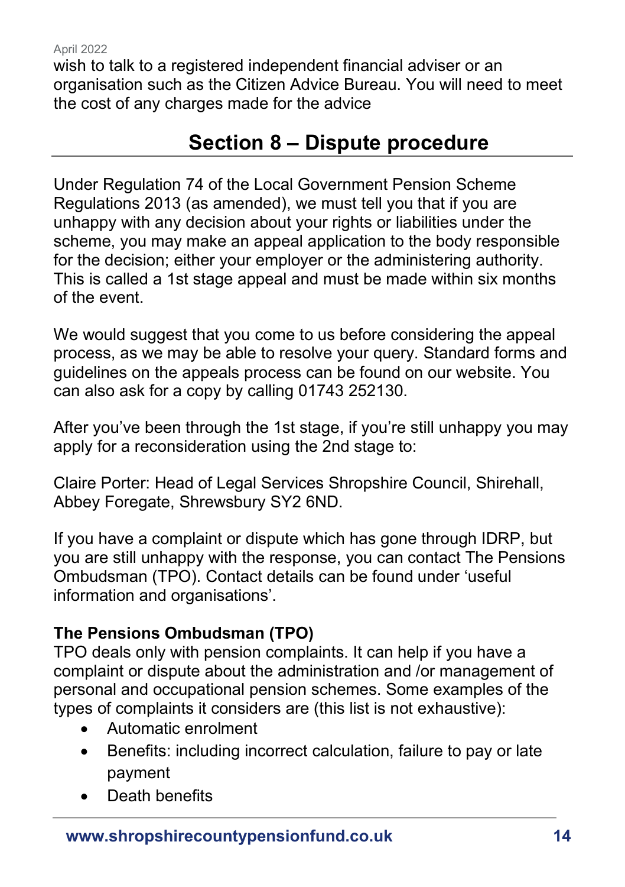wish to talk to a registered independent financial adviser or an organisation such as the Citizen Advice Bureau. You will need to meet the cost of any charges made for the advice

## Section 8 – Dispute procedure

Under Regulation 74 of the Local Government Pension Scheme Regulations 2013 (as amended), we must tell you that if you are unhappy with any decision about your rights or liabilities under the scheme, you may make an appeal application to the body responsible for the decision; either your employer or the administering authority. This is called a 1st stage appeal and must be made within six months of the event.

We would suggest that you come to us before considering the appeal process, as we may be able to resolve your query. Standard forms and guidelines on the appeals process can be found on our website. You can also ask for a copy by calling 01743 252130.

After you've been through the 1st stage, if you're still unhappy you may apply for a reconsideration using the 2nd stage to:

Claire Porter: Head of Legal Services Shropshire Council, Shirehall, Abbey Foregate, Shrewsbury SY2 6ND.

If you have a complaint or dispute which has gone through IDRP, but you are still unhappy with the response, you can contact The Pensions Ombudsman (TPO). Contact details can be found under 'useful information and organisations'.

**The Pensions Ombudsman (TPO)**
TPO deals only with pension complaints. It can help if you have a complaint or dispute about the administration and /or management of personal and occupational pension schemes. Some examples of the types of complaints it considers are (this list is not exhaustive):

- Automatic enrolment
- Benefits: including incorrect calculation, failure to pay or late payment
- Death benefits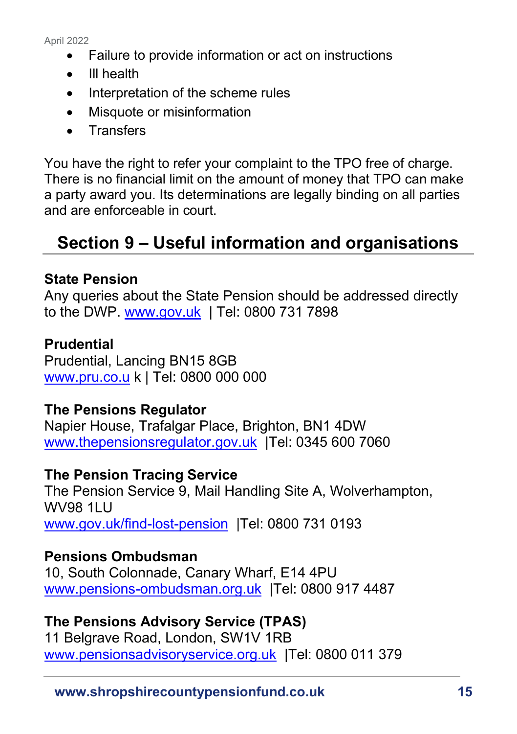- Failure to provide information or act on instructions
- Ill health
- Interpretation of the scheme rules
- Misquote or misinformation
- Transfers

You have the right to refer your complaint to the TPO free of charge. There is no financial limit on the amount of money that TPO can make a party award you. Its determinations are legally binding on all parties and are enforceable in court.

## Section 9 – Useful information and organisations

**State Pension**
Any queries about the State Pension should be addressed directly to the DWP. www.gov.uk | Tel: 0800 731 7898

**Prudential**
Prudential, Lancing BN15 8GB
www.pru.co.u k | Tel: 0800 000 000

**The Pensions Regulator**
Napier House, Trafalgar Place, Brighton, BN1 4DW
www.thepensionsregulator.gov.uk |Tel: 0345 600 7060

**The Pension Tracing Service**
The Pension Service 9, Mail Handling Site A, Wolverhampton, WV98 1LU
www.gov.uk/find-lost-pension |Tel: 0800 731 0193

**Pensions Ombudsman**
10, South Colonnade, Canary Wharf, E14 4PU
www.pensions-ombudsman.org.uk |Tel: 0800 917 4487

**The Pensions Advisory Service (TPAS)**
11 Belgrave Road, London, SW1V 1RB
www.pensionsadvisoryservice.org.uk |Tel: 0800 011 379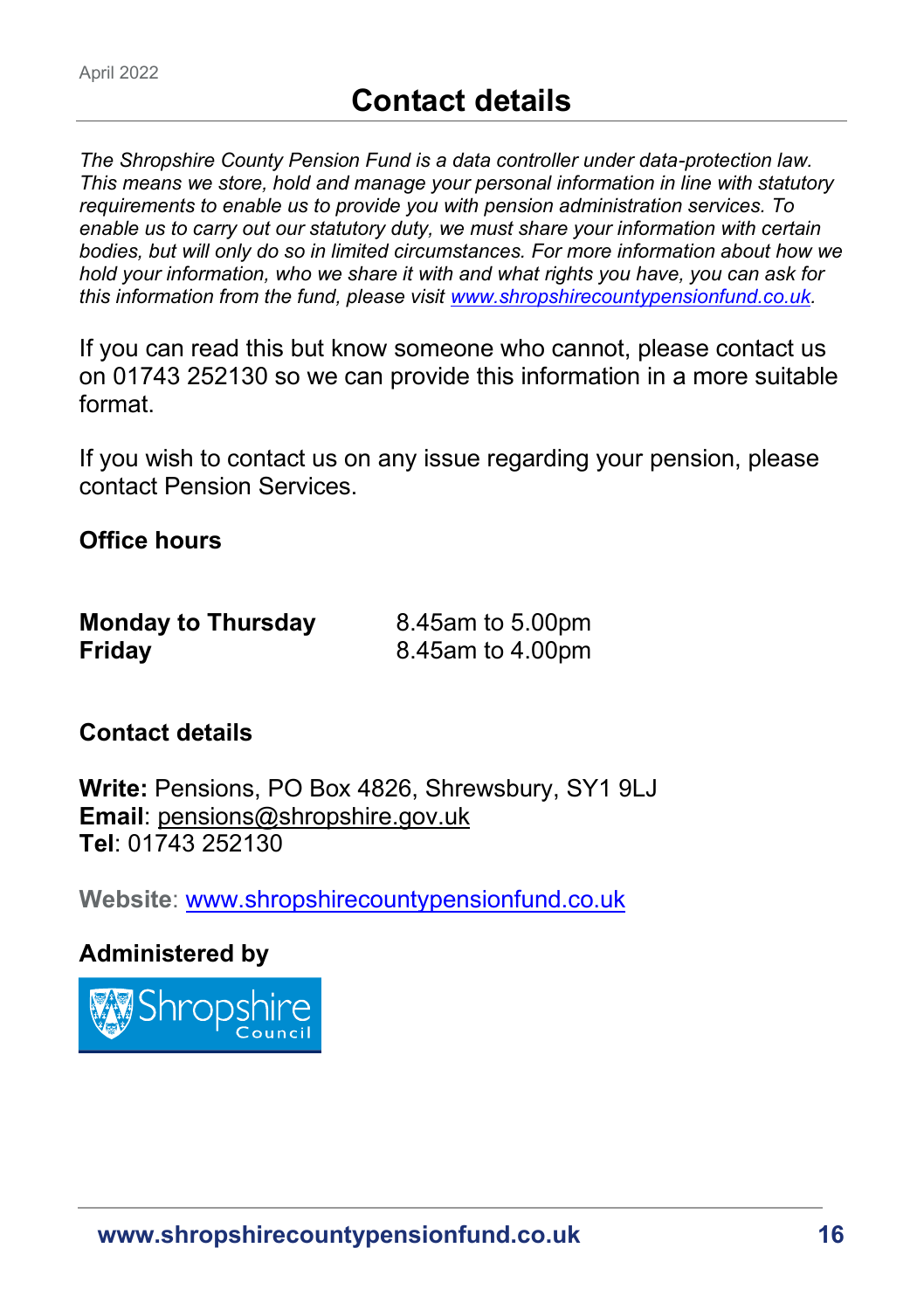April 2022

# Contact details

*The Shropshire County Pension Fund is a data controller under data-protection law. This means we store, hold and manage your personal information in line with statutory requirements to enable us to provide you with pension administration services. To enable us to carry out our statutory duty, we must share your information with certain bodies, but will only do so in limited circumstances. For more information about how we hold your information, who we share it with and what rights you have, you can ask for this information from the fund, please visit www.shropshirecountypensionfund.co.uk.*

If you can read this but know someone who cannot, please contact us on 01743 252130 so we can provide this information in a more suitable format.

If you wish to contact us on any issue regarding your pension, please contact Pension Services.

### Office hours

| | |
|---|---|
| **Monday to Thursday** | 8.45am to 5.00pm |
| **Friday** | 8.45am to 4.00pm |

### Contact details

**Write:** Pensions, PO Box 4826, Shrewsbury, SY1 9LJ
**Email**: pensions@shropshire.gov.uk
**Tel**: 01743 252130

**Website**: www.shropshirecountypensionfund.co.uk

### Administered by

Shropshire Council